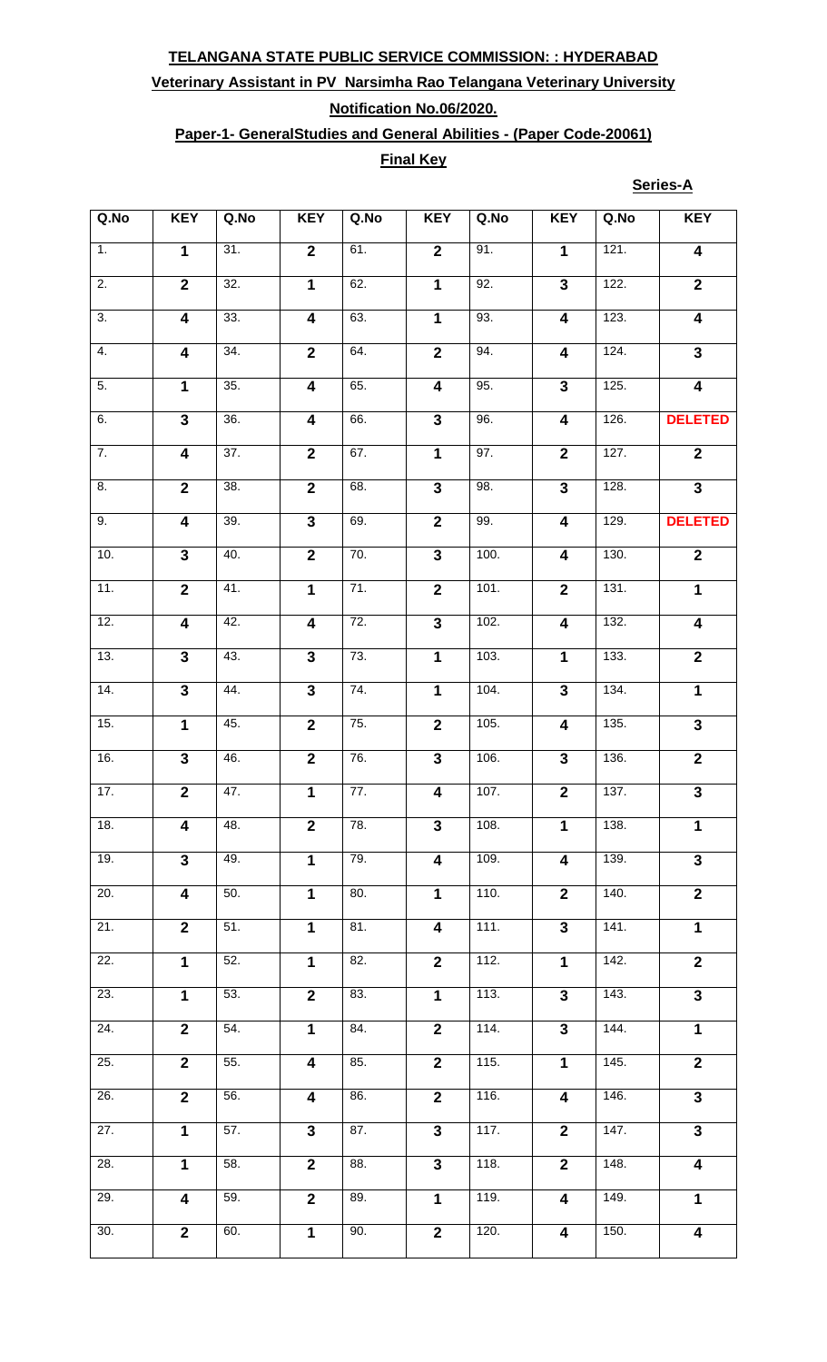**TELANGANA STATE PUBLIC SERVICE COMMISSION: : HYDERABAD**

**Veterinary Assistant in PV Narsimha Rao Telangana Veterinary University**

**Notification No.06/2020.**

**Paper-1- GeneralStudies and General Abilities - (Paper Code-20061)**

**Final Key**

**Series-A**

| Q.No | KEY | Q.No | KEY | Q.No | KEY | Q.No | KEY | Q.No | KEY |
|---|---|---|---|---|---|---|---|---|---|
| 1. | 1 | 31. | 2 | 61. | 2 | 91. | 1 | 121. | 4 |
| 2. | 2 | 32. | 1 | 62. | 1 | 92. | 3 | 122. | 2 |
| 3. | 4 | 33. | 4 | 63. | 1 | 93. | 4 | 123. | 4 |
| 4. | 4 | 34. | 2 | 64. | 2 | 94. | 4 | 124. | 3 |
| 5. | 1 | 35. | 4 | 65. | 4 | 95. | 3 | 125. | 4 |
| 6. | 3 | 36. | 4 | 66. | 3 | 96. | 4 | 126. | DELETED |
| 7. | 4 | 37. | 2 | 67. | 1 | 97. | 2 | 127. | 2 |
| 8. | 2 | 38. | 2 | 68. | 3 | 98. | 3 | 128. | 3 |
| 9. | 4 | 39. | 3 | 69. | 2 | 99. | 4 | 129. | DELETED |
| 10. | 3 | 40. | 2 | 70. | 3 | 100. | 4 | 130. | 2 |
| 11. | 2 | 41. | 1 | 71. | 2 | 101. | 2 | 131. | 1 |
| 12. | 4 | 42. | 4 | 72. | 3 | 102. | 4 | 132. | 4 |
| 13. | 3 | 43. | 3 | 73. | 1 | 103. | 1 | 133. | 2 |
| 14. | 3 | 44. | 3 | 74. | 1 | 104. | 3 | 134. | 1 |
| 15. | 1 | 45. | 2 | 75. | 2 | 105. | 4 | 135. | 3 |
| 16. | 3 | 46. | 2 | 76. | 3 | 106. | 3 | 136. | 2 |
| 17. | 2 | 47. | 1 | 77. | 4 | 107. | 2 | 137. | 3 |
| 18. | 4 | 48. | 2 | 78. | 3 | 108. | 1 | 138. | 1 |
| 19. | 3 | 49. | 1 | 79. | 4 | 109. | 4 | 139. | 3 |
| 20. | 4 | 50. | 1 | 80. | 1 | 110. | 2 | 140. | 2 |
| 21. | 2 | 51. | 1 | 81. | 4 | 111. | 3 | 141. | 1 |
| 22. | 1 | 52. | 1 | 82. | 2 | 112. | 1 | 142. | 2 |
| 23. | 1 | 53. | 2 | 83. | 1 | 113. | 3 | 143. | 3 |
| 24. | 2 | 54. | 1 | 84. | 2 | 114. | 3 | 144. | 1 |
| 25. | 2 | 55. | 4 | 85. | 2 | 115. | 1 | 145. | 2 |
| 26. | 2 | 56. | 4 | 86. | 2 | 116. | 4 | 146. | 3 |
| 27. | 1 | 57. | 3 | 87. | 3 | 117. | 2 | 147. | 3 |
| 28. | 1 | 58. | 2 | 88. | 3 | 118. | 2 | 148. | 4 |
| 29. | 4 | 59. | 2 | 89. | 1 | 119. | 4 | 149. | 1 |
| 30. | 2 | 60. | 1 | 90. | 2 | 120. | 4 | 150. | 4 |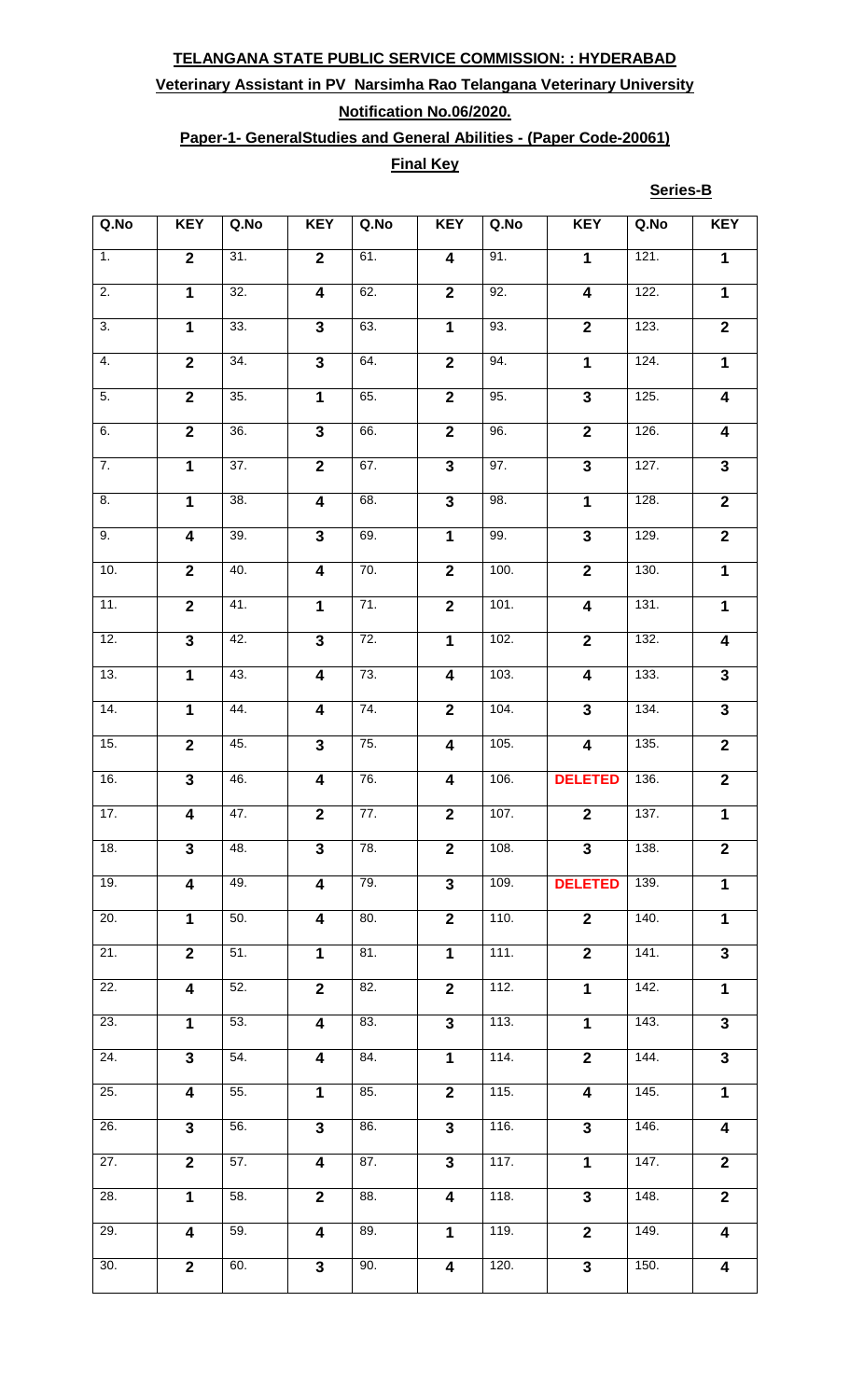**TELANGANA STATE PUBLIC SERVICE COMMISSION: : HYDERABAD**

**Veterinary Assistant in PV Narsimha Rao Telangana Veterinary University**

**Notification No.06/2020.**

**Paper-1- GeneralStudies and General Abilities - (Paper Code-20061)**

**Final Key**

**Series-B**

| Q.No | KEY | Q.No | KEY | Q.No | KEY | Q.No | KEY | Q.No | KEY |
|---|---|---|---|---|---|---|---|---|---|
| 1. | 2 | 31. | 2 | 61. | 4 | 91. | 1 | 121. | 1 |
| 2. | 1 | 32. | 4 | 62. | 2 | 92. | 4 | 122. | 1 |
| 3. | 1 | 33. | 3 | 63. | 1 | 93. | 2 | 123. | 2 |
| 4. | 2 | 34. | 3 | 64. | 2 | 94. | 1 | 124. | 1 |
| 5. | 2 | 35. | 1 | 65. | 2 | 95. | 3 | 125. | 4 |
| 6. | 2 | 36. | 3 | 66. | 2 | 96. | 2 | 126. | 4 |
| 7. | 1 | 37. | 2 | 67. | 3 | 97. | 3 | 127. | 3 |
| 8. | 1 | 38. | 4 | 68. | 3 | 98. | 1 | 128. | 2 |
| 9. | 4 | 39. | 3 | 69. | 1 | 99. | 3 | 129. | 2 |
| 10. | 2 | 40. | 4 | 70. | 2 | 100. | 2 | 130. | 1 |
| 11. | 2 | 41. | 1 | 71. | 2 | 101. | 4 | 131. | 1 |
| 12. | 3 | 42. | 3 | 72. | 1 | 102. | 2 | 132. | 4 |
| 13. | 1 | 43. | 4 | 73. | 4 | 103. | 4 | 133. | 3 |
| 14. | 1 | 44. | 4 | 74. | 2 | 104. | 3 | 134. | 3 |
| 15. | 2 | 45. | 3 | 75. | 4 | 105. | 4 | 135. | 2 |
| 16. | 3 | 46. | 4 | 76. | 4 | 106. | DELETED | 136. | 2 |
| 17. | 4 | 47. | 2 | 77. | 2 | 107. | 2 | 137. | 1 |
| 18. | 3 | 48. | 3 | 78. | 2 | 108. | 3 | 138. | 2 |
| 19. | 4 | 49. | 4 | 79. | 3 | 109. | DELETED | 139. | 1 |
| 20. | 1 | 50. | 4 | 80. | 2 | 110. | 2 | 140. | 1 |
| 21. | 2 | 51. | 1 | 81. | 1 | 111. | 2 | 141. | 3 |
| 22. | 4 | 52. | 2 | 82. | 2 | 112. | 1 | 142. | 1 |
| 23. | 1 | 53. | 4 | 83. | 3 | 113. | 1 | 143. | 3 |
| 24. | 3 | 54. | 4 | 84. | 1 | 114. | 2 | 144. | 3 |
| 25. | 4 | 55. | 1 | 85. | 2 | 115. | 4 | 145. | 1 |
| 26. | 3 | 56. | 3 | 86. | 3 | 116. | 3 | 146. | 4 |
| 27. | 2 | 57. | 4 | 87. | 3 | 117. | 1 | 147. | 2 |
| 28. | 1 | 58. | 2 | 88. | 4 | 118. | 3 | 148. | 2 |
| 29. | 4 | 59. | 4 | 89. | 1 | 119. | 2 | 149. | 4 |
| 30. | 2 | 60. | 3 | 90. | 4 | 120. | 3 | 150. | 4 |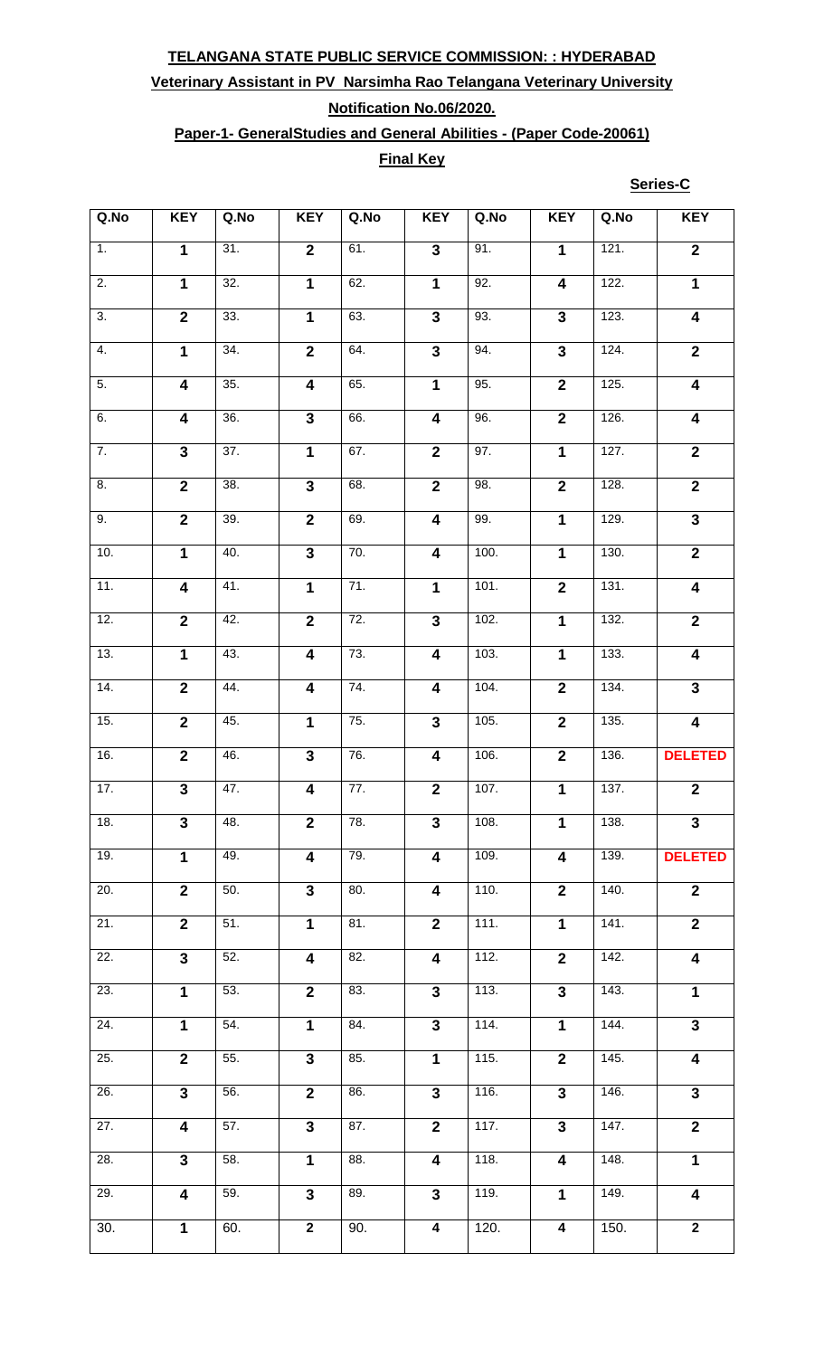**TELANGANA STATE PUBLIC SERVICE COMMISSION: : HYDERABAD**

**Veterinary Assistant in PV Narsimha Rao Telangana Veterinary University**

**Notification No.06/2020.**

**Paper-1- GeneralStudies and General Abilities - (Paper Code-20061)**

**Final Key**

**Series-C**

| Q.No | KEY | Q.No | KEY | Q.No | KEY | Q.No | KEY | Q.No | KEY |
|---|---|---|---|---|---|---|---|---|---|
| 1. | 1 | 31. | 2 | 61. | 3 | 91. | 1 | 121. | 2 |
| 2. | 1 | 32. | 1 | 62. | 1 | 92. | 4 | 122. | 1 |
| 3. | 2 | 33. | 1 | 63. | 3 | 93. | 3 | 123. | 4 |
| 4. | 1 | 34. | 2 | 64. | 3 | 94. | 3 | 124. | 2 |
| 5. | 4 | 35. | 4 | 65. | 1 | 95. | 2 | 125. | 4 |
| 6. | 4 | 36. | 3 | 66. | 4 | 96. | 2 | 126. | 4 |
| 7. | 3 | 37. | 1 | 67. | 2 | 97. | 1 | 127. | 2 |
| 8. | 2 | 38. | 3 | 68. | 2 | 98. | 2 | 128. | 2 |
| 9. | 2 | 39. | 2 | 69. | 4 | 99. | 1 | 129. | 3 |
| 10. | 1 | 40. | 3 | 70. | 4 | 100. | 1 | 130. | 2 |
| 11. | 4 | 41. | 1 | 71. | 1 | 101. | 2 | 131. | 4 |
| 12. | 2 | 42. | 2 | 72. | 3 | 102. | 1 | 132. | 2 |
| 13. | 1 | 43. | 4 | 73. | 4 | 103. | 1 | 133. | 4 |
| 14. | 2 | 44. | 4 | 74. | 4 | 104. | 2 | 134. | 3 |
| 15. | 2 | 45. | 1 | 75. | 3 | 105. | 2 | 135. | 4 |
| 16. | 2 | 46. | 3 | 76. | 4 | 106. | 2 | 136. | DELETED |
| 17. | 3 | 47. | 4 | 77. | 2 | 107. | 1 | 137. | 2 |
| 18. | 3 | 48. | 2 | 78. | 3 | 108. | 1 | 138. | 3 |
| 19. | 1 | 49. | 4 | 79. | 4 | 109. | 4 | 139. | DELETED |
| 20. | 2 | 50. | 3 | 80. | 4 | 110. | 2 | 140. | 2 |
| 21. | 2 | 51. | 1 | 81. | 2 | 111. | 1 | 141. | 2 |
| 22. | 3 | 52. | 4 | 82. | 4 | 112. | 2 | 142. | 4 |
| 23. | 1 | 53. | 2 | 83. | 3 | 113. | 3 | 143. | 1 |
| 24. | 1 | 54. | 1 | 84. | 3 | 114. | 1 | 144. | 3 |
| 25. | 2 | 55. | 3 | 85. | 1 | 115. | 2 | 145. | 4 |
| 26. | 3 | 56. | 2 | 86. | 3 | 116. | 3 | 146. | 3 |
| 27. | 4 | 57. | 3 | 87. | 2 | 117. | 3 | 147. | 2 |
| 28. | 3 | 58. | 1 | 88. | 4 | 118. | 4 | 148. | 1 |
| 29. | 4 | 59. | 3 | 89. | 3 | 119. | 1 | 149. | 4 |
| 30. | 1 | 60. | 2 | 90. | 4 | 120. | 4 | 150. | 2 |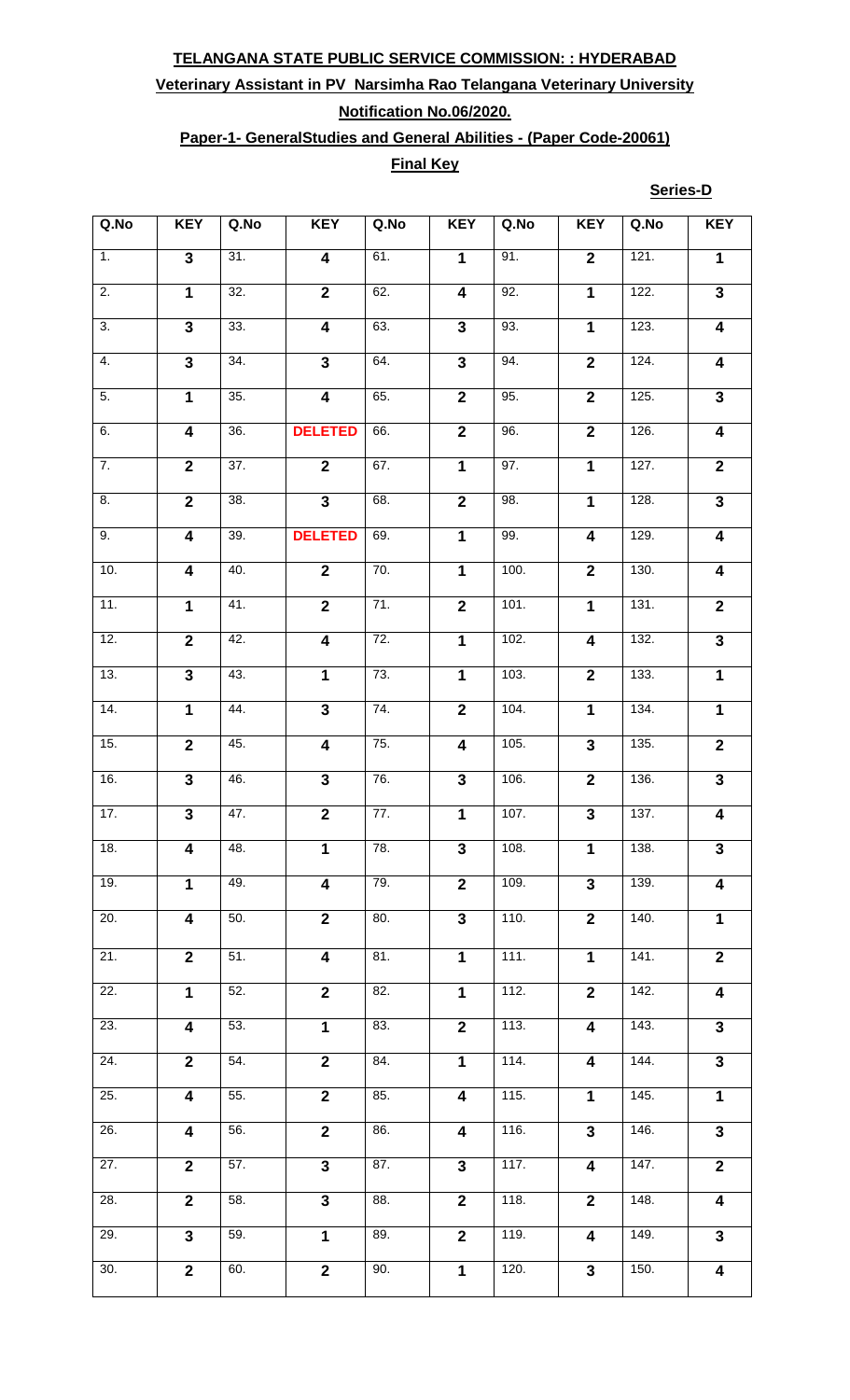**TELANGANA STATE PUBLIC SERVICE COMMISSION: : HYDERABAD**

**Veterinary Assistant in PV Narsimha Rao Telangana Veterinary University**

**Notification No.06/2020.**

**Paper-1- GeneralStudies and General Abilities - (Paper Code-20061)**

**Final Key**

**Series-D**

| Q.No | KEY | Q.No | KEY | Q.No | KEY | Q.No | KEY | Q.No | KEY |
|---|---|---|---|---|---|---|---|---|---|
| 1. | 3 | 31. | 4 | 61. | 1 | 91. | 2 | 121. | 1 |
| 2. | 1 | 32. | 2 | 62. | 4 | 92. | 1 | 122. | 3 |
| 3. | 3 | 33. | 4 | 63. | 3 | 93. | 1 | 123. | 4 |
| 4. | 3 | 34. | 3 | 64. | 3 | 94. | 2 | 124. | 4 |
| 5. | 1 | 35. | 4 | 65. | 2 | 95. | 2 | 125. | 3 |
| 6. | 4 | 36. | DELETED | 66. | 2 | 96. | 2 | 126. | 4 |
| 7. | 2 | 37. | 2 | 67. | 1 | 97. | 1 | 127. | 2 |
| 8. | 2 | 38. | 3 | 68. | 2 | 98. | 1 | 128. | 3 |
| 9. | 4 | 39. | DELETED | 69. | 1 | 99. | 4 | 129. | 4 |
| 10. | 4 | 40. | 2 | 70. | 1 | 100. | 2 | 130. | 4 |
| 11. | 1 | 41. | 2 | 71. | 2 | 101. | 1 | 131. | 2 |
| 12. | 2 | 42. | 4 | 72. | 1 | 102. | 4 | 132. | 3 |
| 13. | 3 | 43. | 1 | 73. | 1 | 103. | 2 | 133. | 1 |
| 14. | 1 | 44. | 3 | 74. | 2 | 104. | 1 | 134. | 1 |
| 15. | 2 | 45. | 4 | 75. | 4 | 105. | 3 | 135. | 2 |
| 16. | 3 | 46. | 3 | 76. | 3 | 106. | 2 | 136. | 3 |
| 17. | 3 | 47. | 2 | 77. | 1 | 107. | 3 | 137. | 4 |
| 18. | 4 | 48. | 1 | 78. | 3 | 108. | 1 | 138. | 3 |
| 19. | 1 | 49. | 4 | 79. | 2 | 109. | 3 | 139. | 4 |
| 20. | 4 | 50. | 2 | 80. | 3 | 110. | 2 | 140. | 1 |
| 21. | 2 | 51. | 4 | 81. | 1 | 111. | 1 | 141. | 2 |
| 22. | 1 | 52. | 2 | 82. | 1 | 112. | 2 | 142. | 4 |
| 23. | 4 | 53. | 1 | 83. | 2 | 113. | 4 | 143. | 3 |
| 24. | 2 | 54. | 2 | 84. | 1 | 114. | 4 | 144. | 3 |
| 25. | 4 | 55. | 2 | 85. | 4 | 115. | 1 | 145. | 1 |
| 26. | 4 | 56. | 2 | 86. | 4 | 116. | 3 | 146. | 3 |
| 27. | 2 | 57. | 3 | 87. | 3 | 117. | 4 | 147. | 2 |
| 28. | 2 | 58. | 3 | 88. | 2 | 118. | 2 | 148. | 4 |
| 29. | 3 | 59. | 1 | 89. | 2 | 119. | 4 | 149. | 3 |
| 30. | 2 | 60. | 2 | 90. | 1 | 120. | 3 | 150. | 4 |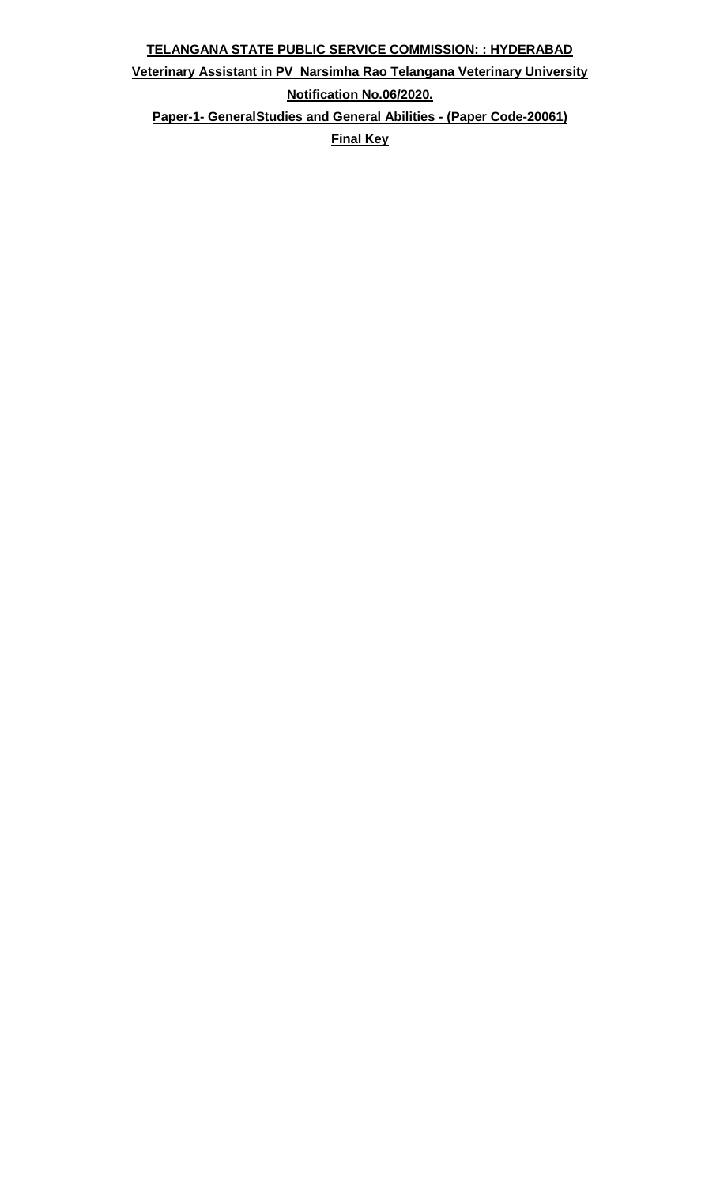**TELANGANA STATE PUBLIC SERVICE COMMISSION: : HYDERABAD**

**Veterinary Assistant in PV Narsimha Rao Telangana Veterinary University**

**Notification No.06/2020.**

**Paper-1- GeneralStudies and General Abilities - (Paper Code-20061)**

**Final Key**